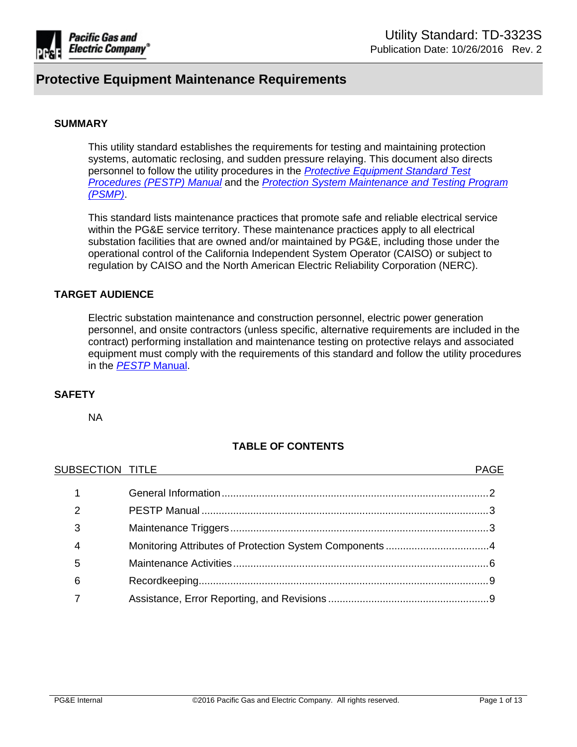Utility Standard: TD-3323S
Publication Date: 10/26/2016 Rev. 2

# Protective Equipment Maintenance Requirements

## SUMMARY

This utility standard establishes the requirements for testing and maintaining protection systems, automatic reclosing, and sudden pressure relaying. This document also directs personnel to follow the utility procedures in the *Protective Equipment Standard Test Procedures (PESTP) Manual* and the *Protection System Maintenance and Testing Program (PSMP)*.

This standard lists maintenance practices that promote safe and reliable electrical service within the PG&E service territory. These maintenance practices apply to all electrical substation facilities that are owned and/or maintained by PG&E, including those under the operational control of the California Independent System Operator (CAISO) or subject to regulation by CAISO and the North American Electric Reliability Corporation (NERC).

## TARGET AUDIENCE

Electric substation maintenance and construction personnel, electric power generation personnel, and onsite contractors (unless specific, alternative requirements are included in the contract) performing installation and maintenance testing on protective relays and associated equipment must comply with the requirements of this standard and follow the utility procedures in the *PESTP* Manual.

## SAFETY

NA

**TABLE OF CONTENTS**

| SUBSECTION | TITLE | PAGE |
|---|---|---|
| 1 | General Information | 2 |
| 2 | PESTP Manual | 3 |
| 3 | Maintenance Triggers | 3 |
| 4 | Monitoring Attributes of Protection System Components | 4 |
| 5 | Maintenance Activities | 6 |
| 6 | Recordkeeping | 9 |
| 7 | Assistance, Error Reporting, and Revisions | 9 |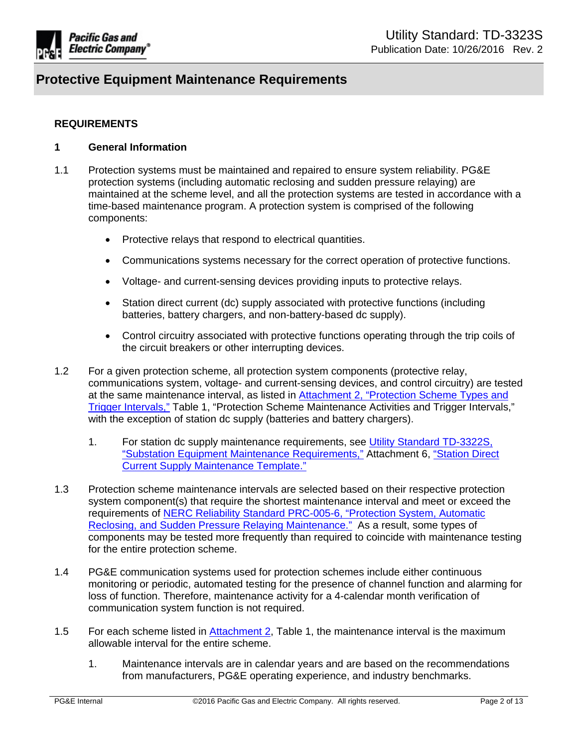## REQUIREMENTS

### 1 General Information

1.1 Protection systems must be maintained and repaired to ensure system reliability. PG&E protection systems (including automatic reclosing and sudden pressure relaying) are maintained at the scheme level, and all the protection systems are tested in accordance with a time-based maintenance program. A protection system is comprised of the following components:

- Protective relays that respond to electrical quantities.
- Communications systems necessary for the correct operation of protective functions.
- Voltage- and current-sensing devices providing inputs to protective relays.
- Station direct current (dc) supply associated with protective functions (including batteries, battery chargers, and non-battery-based dc supply).
- Control circuitry associated with protective functions operating through the trip coils of the circuit breakers or other interrupting devices.

1.2 For a given protection scheme, all protection system components (protective relay, communications system, voltage- and current-sensing devices, and control circuitry) are tested at the same maintenance interval, as listed in Attachment 2, "Protection Scheme Types and Trigger Intervals," Table 1, "Protection Scheme Maintenance Activities and Trigger Intervals," with the exception of station dc supply (batteries and battery chargers).

1. For station dc supply maintenance requirements, see Utility Standard TD-3322S, "Substation Equipment Maintenance Requirements," Attachment 6, "Station Direct Current Supply Maintenance Template."

1.3 Protection scheme maintenance intervals are selected based on their respective protection system component(s) that require the shortest maintenance interval and meet or exceed the requirements of NERC Reliability Standard PRC-005-6, "Protection System, Automatic Reclosing, and Sudden Pressure Relaying Maintenance." As a result, some types of components may be tested more frequently than required to coincide with maintenance testing for the entire protection scheme.

1.4 PG&E communication systems used for protection schemes include either continuous monitoring or periodic, automated testing for the presence of channel function and alarming for loss of function. Therefore, maintenance activity for a 4-calendar month verification of communication system function is not required.

1.5 For each scheme listed in Attachment 2, Table 1, the maintenance interval is the maximum allowable interval for the entire scheme.

1. Maintenance intervals are in calendar years and are based on the recommendations from manufacturers, PG&E operating experience, and industry benchmarks.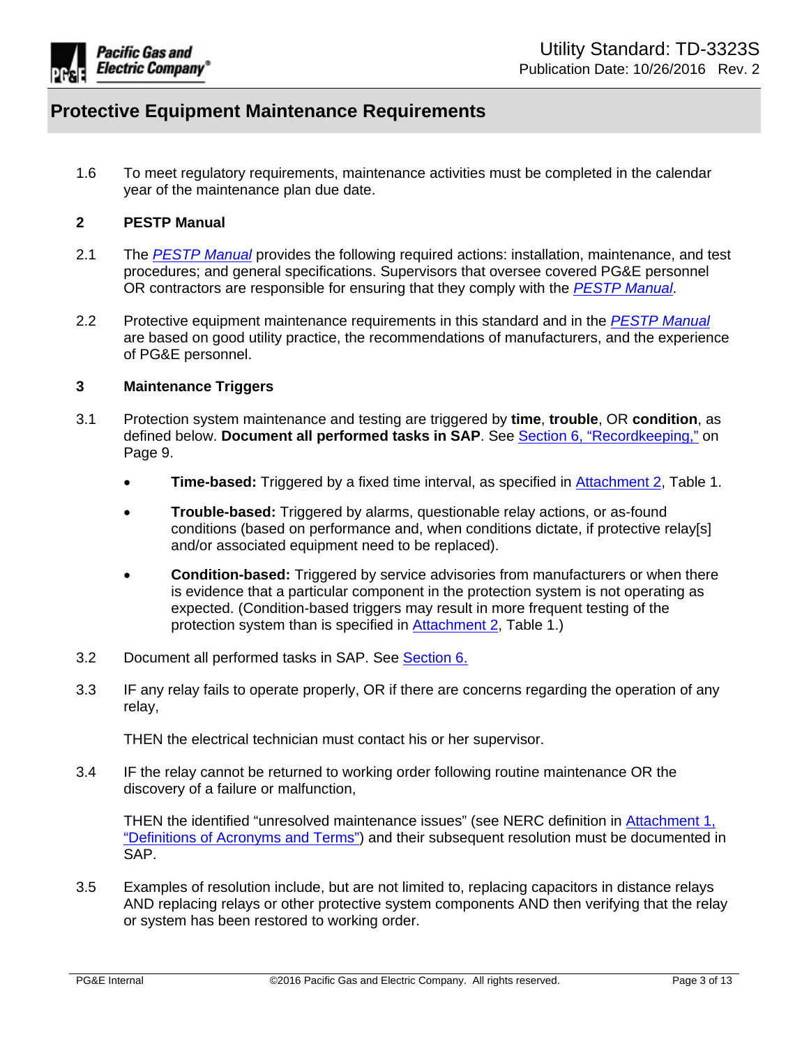1.6 To meet regulatory requirements, maintenance activities must be completed in the calendar year of the maintenance plan due date.

## 2 PESTP Manual

2.1 The *PESTP Manual* provides the following required actions: installation, maintenance, and test procedures; and general specifications. Supervisors that oversee covered PG&E personnel OR contractors are responsible for ensuring that they comply with the *PESTP Manual*.

2.2 Protective equipment maintenance requirements in this standard and in the *PESTP Manual* are based on good utility practice, the recommendations of manufacturers, and the experience of PG&E personnel.

## 3 Maintenance Triggers

3.1 Protection system maintenance and testing are triggered by **time**, **trouble**, OR **condition**, as defined below. **Document all performed tasks in SAP**. See Section 6, "Recordkeeping," on Page 9.

- **Time-based:** Triggered by a fixed time interval, as specified in Attachment 2, Table 1.
- **Trouble-based:** Triggered by alarms, questionable relay actions, or as-found conditions (based on performance and, when conditions dictate, if protective relay[s] and/or associated equipment need to be replaced).
- **Condition-based:** Triggered by service advisories from manufacturers or when there is evidence that a particular component in the protection system is not operating as expected. (Condition-based triggers may result in more frequent testing of the protection system than is specified in Attachment 2, Table 1.)

3.2 Document all performed tasks in SAP. See Section 6.

3.3 IF any relay fails to operate properly, OR if there are concerns regarding the operation of any relay,

THEN the electrical technician must contact his or her supervisor.

3.4 IF the relay cannot be returned to working order following routine maintenance OR the discovery of a failure or malfunction,

THEN the identified "unresolved maintenance issues" (see NERC definition in Attachment 1, "Definitions of Acronyms and Terms") and their subsequent resolution must be documented in SAP.

3.5 Examples of resolution include, but are not limited to, replacing capacitors in distance relays AND replacing relays or other protective system components AND then verifying that the relay or system has been restored to working order.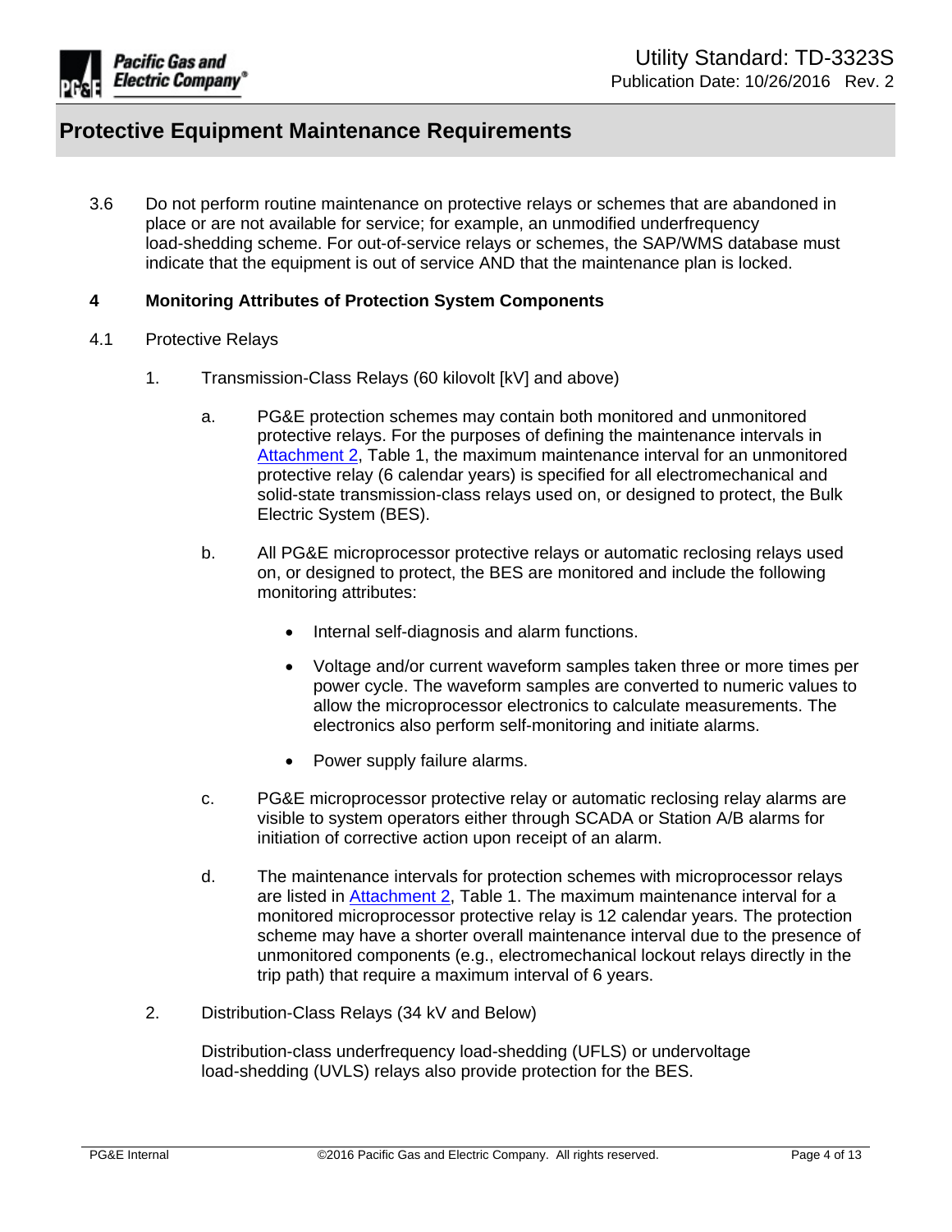3.6 Do not perform routine maintenance on protective relays or schemes that are abandoned in place or are not available for service; for example, an unmodified underfrequency load-shedding scheme. For out-of-service relays or schemes, the SAP/WMS database must indicate that the equipment is out of service AND that the maintenance plan is locked.

## 4 Monitoring Attributes of Protection System Components

4.1 Protective Relays

1. Transmission-Class Relays (60 kilovolt [kV] and above)

   a. PG&E protection schemes may contain both monitored and unmonitored protective relays. For the purposes of defining the maintenance intervals in Attachment 2, Table 1, the maximum maintenance interval for an unmonitored protective relay (6 calendar years) is specified for all electromechanical and solid-state transmission-class relays used on, or designed to protect, the Bulk Electric System (BES).

   b. All PG&E microprocessor protective relays or automatic reclosing relays used on, or designed to protect, the BES are monitored and include the following monitoring attributes:

      - Internal self-diagnosis and alarm functions.
      - Voltage and/or current waveform samples taken three or more times per power cycle. The waveform samples are converted to numeric values to allow the microprocessor electronics to calculate measurements. The electronics also perform self-monitoring and initiate alarms.
      - Power supply failure alarms.

   c. PG&E microprocessor protective relay or automatic reclosing relay alarms are visible to system operators either through SCADA or Station A/B alarms for initiation of corrective action upon receipt of an alarm.

   d. The maintenance intervals for protection schemes with microprocessor relays are listed in Attachment 2, Table 1. The maximum maintenance interval for a monitored microprocessor protective relay is 12 calendar years. The protection scheme may have a shorter overall maintenance interval due to the presence of unmonitored components (e.g., electromechanical lockout relays directly in the trip path) that require a maximum interval of 6 years.

2. Distribution-Class Relays (34 kV and Below)

   Distribution-class underfrequency load-shedding (UFLS) or undervoltage load-shedding (UVLS) relays also provide protection for the BES.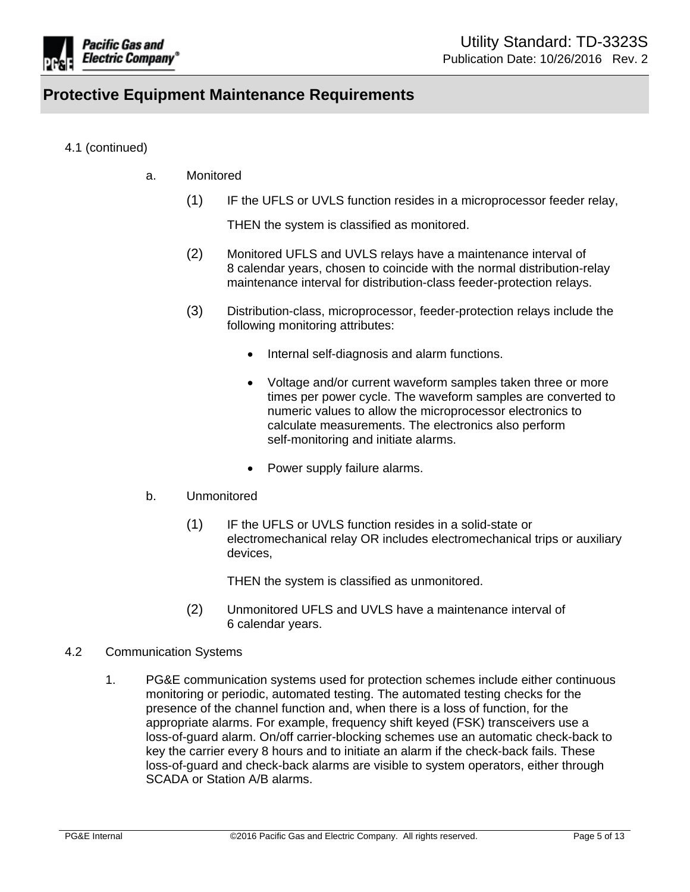4.1 (continued)

a. Monitored

(1) IF the UFLS or UVLS function resides in a microprocessor feeder relay,

THEN the system is classified as monitored.

(2) Monitored UFLS and UVLS relays have a maintenance interval of 8 calendar years, chosen to coincide with the normal distribution-relay maintenance interval for distribution-class feeder-protection relays.

(3) Distribution-class, microprocessor, feeder-protection relays include the following monitoring attributes:

- Internal self-diagnosis and alarm functions.
- Voltage and/or current waveform samples taken three or more times per power cycle. The waveform samples are converted to numeric values to allow the microprocessor electronics to calculate measurements. The electronics also perform self-monitoring and initiate alarms.
- Power supply failure alarms.

b. Unmonitored

(1) IF the UFLS or UVLS function resides in a solid-state or electromechanical relay OR includes electromechanical trips or auxiliary devices,

THEN the system is classified as unmonitored.

(2) Unmonitored UFLS and UVLS have a maintenance interval of 6 calendar years.

## 4.2 Communication Systems

1. PG&E communication systems used for protection schemes include either continuous monitoring or periodic, automated testing. The automated testing checks for the presence of the channel function and, when there is a loss of function, for the appropriate alarms. For example, frequency shift keyed (FSK) transceivers use a loss-of-guard alarm. On/off carrier-blocking schemes use an automatic check-back to key the carrier every 8 hours and to initiate an alarm if the check-back fails. These loss-of-guard and check-back alarms are visible to system operators, either through SCADA or Station A/B alarms.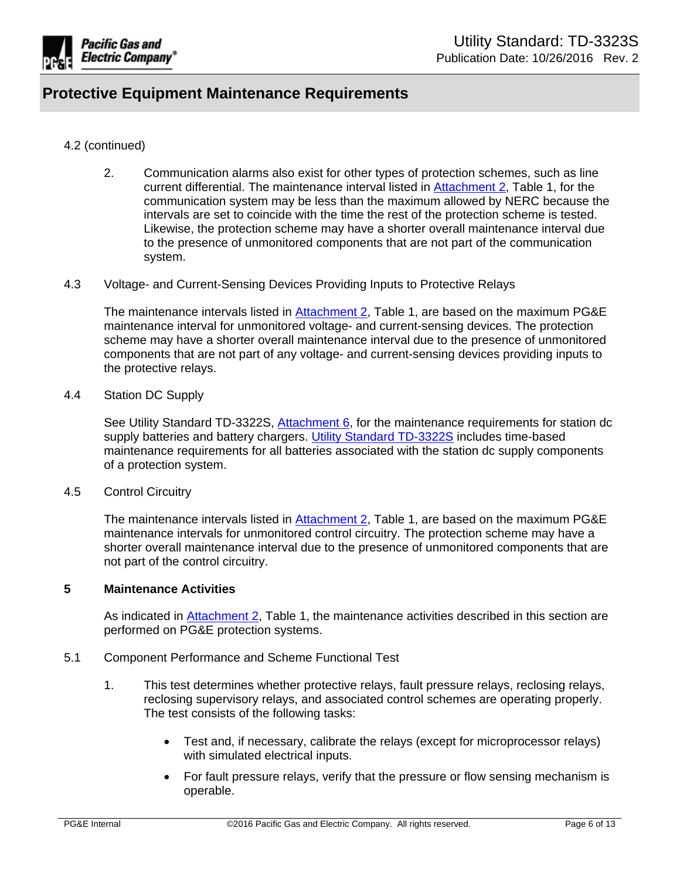4.2 (continued)

2. Communication alarms also exist for other types of protection schemes, such as line current differential. The maintenance interval listed in Attachment 2, Table 1, for the communication system may be less than the maximum allowed by NERC because the intervals are set to coincide with the time the rest of the protection scheme is tested. Likewise, the protection scheme may have a shorter overall maintenance interval due to the presence of unmonitored components that are not part of the communication system.

### 4.3 Voltage- and Current-Sensing Devices Providing Inputs to Protective Relays

The maintenance intervals listed in Attachment 2, Table 1, are based on the maximum PG&E maintenance interval for unmonitored voltage- and current-sensing devices. The protection scheme may have a shorter overall maintenance interval due to the presence of unmonitored components that are not part of any voltage- and current-sensing devices providing inputs to the protective relays.

### 4.4 Station DC Supply

See Utility Standard TD-3322S, Attachment 6, for the maintenance requirements for station dc supply batteries and battery chargers. Utility Standard TD-3322S includes time-based maintenance requirements for all batteries associated with the station dc supply components of a protection system.

### 4.5 Control Circuitry

The maintenance intervals listed in Attachment 2, Table 1, are based on the maximum PG&E maintenance intervals for unmonitored control circuitry. The protection scheme may have a shorter overall maintenance interval due to the presence of unmonitored components that are not part of the control circuitry.

## 5 Maintenance Activities

As indicated in Attachment 2, Table 1, the maintenance activities described in this section are performed on PG&E protection systems.

### 5.1 Component Performance and Scheme Functional Test

1. This test determines whether protective relays, fault pressure relays, reclosing relays, reclosing supervisory relays, and associated control schemes are operating properly. The test consists of the following tasks:

   - Test and, if necessary, calibrate the relays (except for microprocessor relays) with simulated electrical inputs.
   - For fault pressure relays, verify that the pressure or flow sensing mechanism is operable.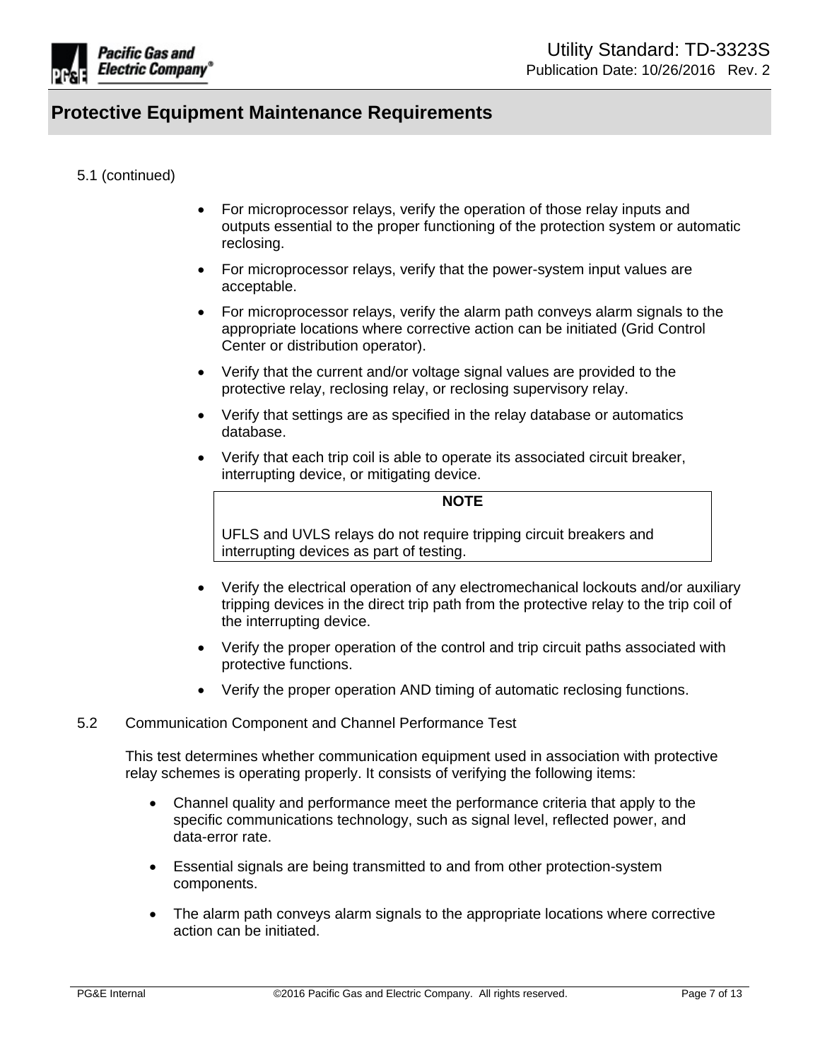5.1 (continued)

- For microprocessor relays, verify the operation of those relay inputs and outputs essential to the proper functioning of the protection system or automatic reclosing.
- For microprocessor relays, verify that the power-system input values are acceptable.
- For microprocessor relays, verify the alarm path conveys alarm signals to the appropriate locations where corrective action can be initiated (Grid Control Center or distribution operator).
- Verify that the current and/or voltage signal values are provided to the protective relay, reclosing relay, or reclosing supervisory relay.
- Verify that settings are as specified in the relay database or automatics database.
- Verify that each trip coil is able to operate its associated circuit breaker, interrupting device, or mitigating device.

> **NOTE**
>
> UFLS and UVLS relays do not require tripping circuit breakers and interrupting devices as part of testing.

- Verify the electrical operation of any electromechanical lockouts and/or auxiliary tripping devices in the direct trip path from the protective relay to the trip coil of the interrupting device.
- Verify the proper operation of the control and trip circuit paths associated with protective functions.
- Verify the proper operation AND timing of automatic reclosing functions.

5.2 Communication Component and Channel Performance Test

This test determines whether communication equipment used in association with protective relay schemes is operating properly. It consists of verifying the following items:

- Channel quality and performance meet the performance criteria that apply to the specific communications technology, such as signal level, reflected power, and data-error rate.
- Essential signals are being transmitted to and from other protection-system components.
- The alarm path conveys alarm signals to the appropriate locations where corrective action can be initiated.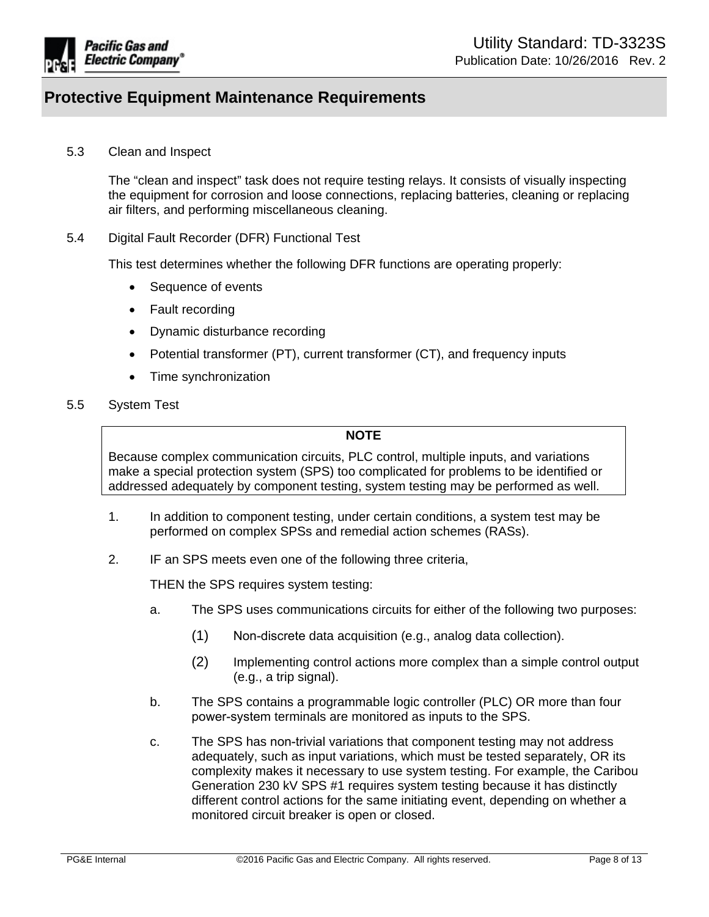### 5.3 Clean and Inspect

The "clean and inspect" task does not require testing relays. It consists of visually inspecting the equipment for corrosion and loose connections, replacing batteries, cleaning or replacing air filters, and performing miscellaneous cleaning.

### 5.4 Digital Fault Recorder (DFR) Functional Test

This test determines whether the following DFR functions are operating properly:

- Sequence of events
- Fault recording
- Dynamic disturbance recording
- Potential transformer (PT), current transformer (CT), and frequency inputs
- Time synchronization

### 5.5 System Test

> **NOTE**
>
> Because complex communication circuits, PLC control, multiple inputs, and variations make a special protection system (SPS) too complicated for problems to be identified or addressed adequately by component testing, system testing may be performed as well.

1. In addition to component testing, under certain conditions, a system test may be performed on complex SPSs and remedial action schemes (RASs).

2. IF an SPS meets even one of the following three criteria,

   THEN the SPS requires system testing:

   a. The SPS uses communications circuits for either of the following two purposes:

      (1) Non-discrete data acquisition (e.g., analog data collection).

      (2) Implementing control actions more complex than a simple control output (e.g., a trip signal).

   b. The SPS contains a programmable logic controller (PLC) OR more than four power-system terminals are monitored as inputs to the SPS.

   c. The SPS has non-trivial variations that component testing may not address adequately, such as input variations, which must be tested separately, OR its complexity makes it necessary to use system testing. For example, the Caribou Generation 230 kV SPS #1 requires system testing because it has distinctly different control actions for the same initiating event, depending on whether a monitored circuit breaker is open or closed.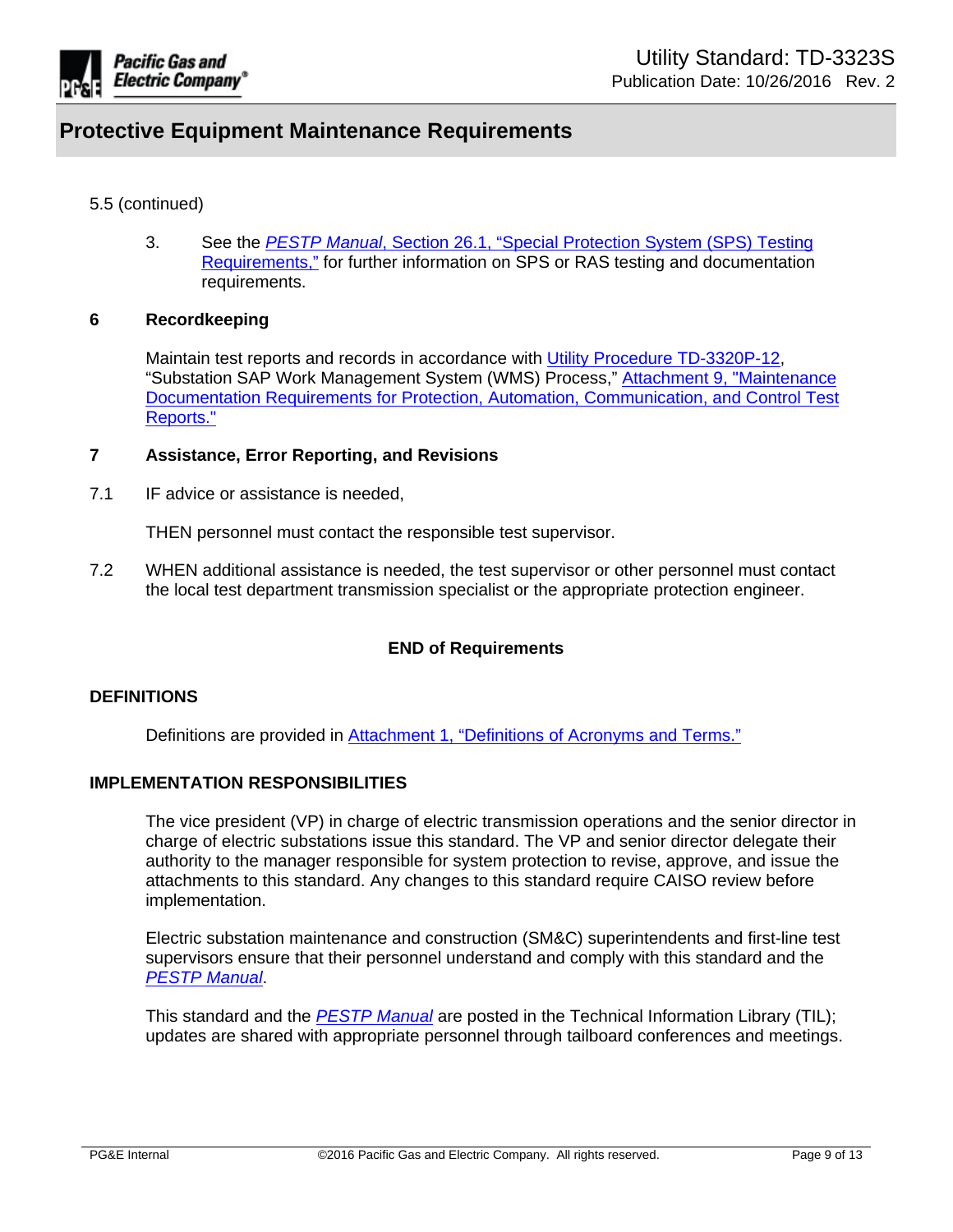5.5 (continued)

3. See the *PESTP Manual*, Section 26.1, "Special Protection System (SPS) Testing Requirements," for further information on SPS or RAS testing and documentation requirements.

## 6 Recordkeeping

Maintain test reports and records in accordance with Utility Procedure TD-3320P-12, "Substation SAP Work Management System (WMS) Process," Attachment 9, "Maintenance Documentation Requirements for Protection, Automation, Communication, and Control Test Reports."

## 7 Assistance, Error Reporting, and Revisions

7.1 IF advice or assistance is needed,

THEN personnel must contact the responsible test supervisor.

7.2 WHEN additional assistance is needed, the test supervisor or other personnel must contact the local test department transmission specialist or the appropriate protection engineer.

**END of Requirements**

## DEFINITIONS

Definitions are provided in Attachment 1, "Definitions of Acronyms and Terms."

## IMPLEMENTATION RESPONSIBILITIES

The vice president (VP) in charge of electric transmission operations and the senior director in charge of electric substations issue this standard. The VP and senior director delegate their authority to the manager responsible for system protection to revise, approve, and issue the attachments to this standard. Any changes to this standard require CAISO review before implementation.

Electric substation maintenance and construction (SM&C) superintendents and first-line test supervisors ensure that their personnel understand and comply with this standard and the *PESTP Manual*.

This standard and the *PESTP Manual* are posted in the Technical Information Library (TIL); updates are shared with appropriate personnel through tailboard conferences and meetings.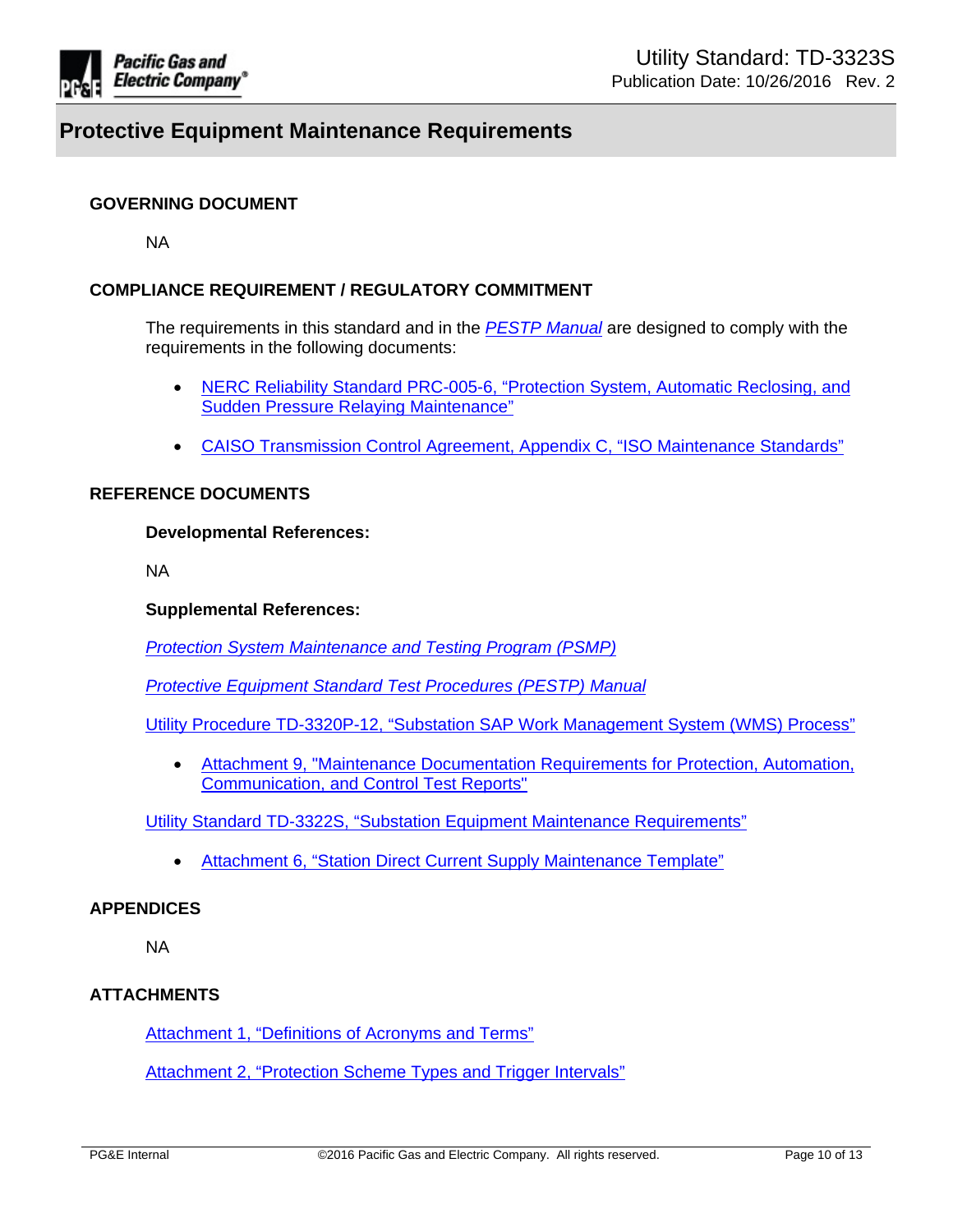## GOVERNING DOCUMENT

NA

## COMPLIANCE REQUIREMENT / REGULATORY COMMITMENT

The requirements in this standard and in the *PESTP Manual* are designed to comply with the requirements in the following documents:

- NERC Reliability Standard PRC-005-6, "Protection System, Automatic Reclosing, and Sudden Pressure Relaying Maintenance"
- CAISO Transmission Control Agreement, Appendix C, "ISO Maintenance Standards"

## REFERENCE DOCUMENTS

**Developmental References:**

NA

**Supplemental References:**

*Protection System Maintenance and Testing Program (PSMP)*

*Protective Equipment Standard Test Procedures (PESTP) Manual*

Utility Procedure TD-3320P-12, "Substation SAP Work Management System (WMS) Process"

- Attachment 9, "Maintenance Documentation Requirements for Protection, Automation, Communication, and Control Test Reports"

Utility Standard TD-3322S, "Substation Equipment Maintenance Requirements"

- Attachment 6, "Station Direct Current Supply Maintenance Template"

## APPENDICES

NA

## ATTACHMENTS

Attachment 1, "Definitions of Acronyms and Terms"

Attachment 2, "Protection Scheme Types and Trigger Intervals"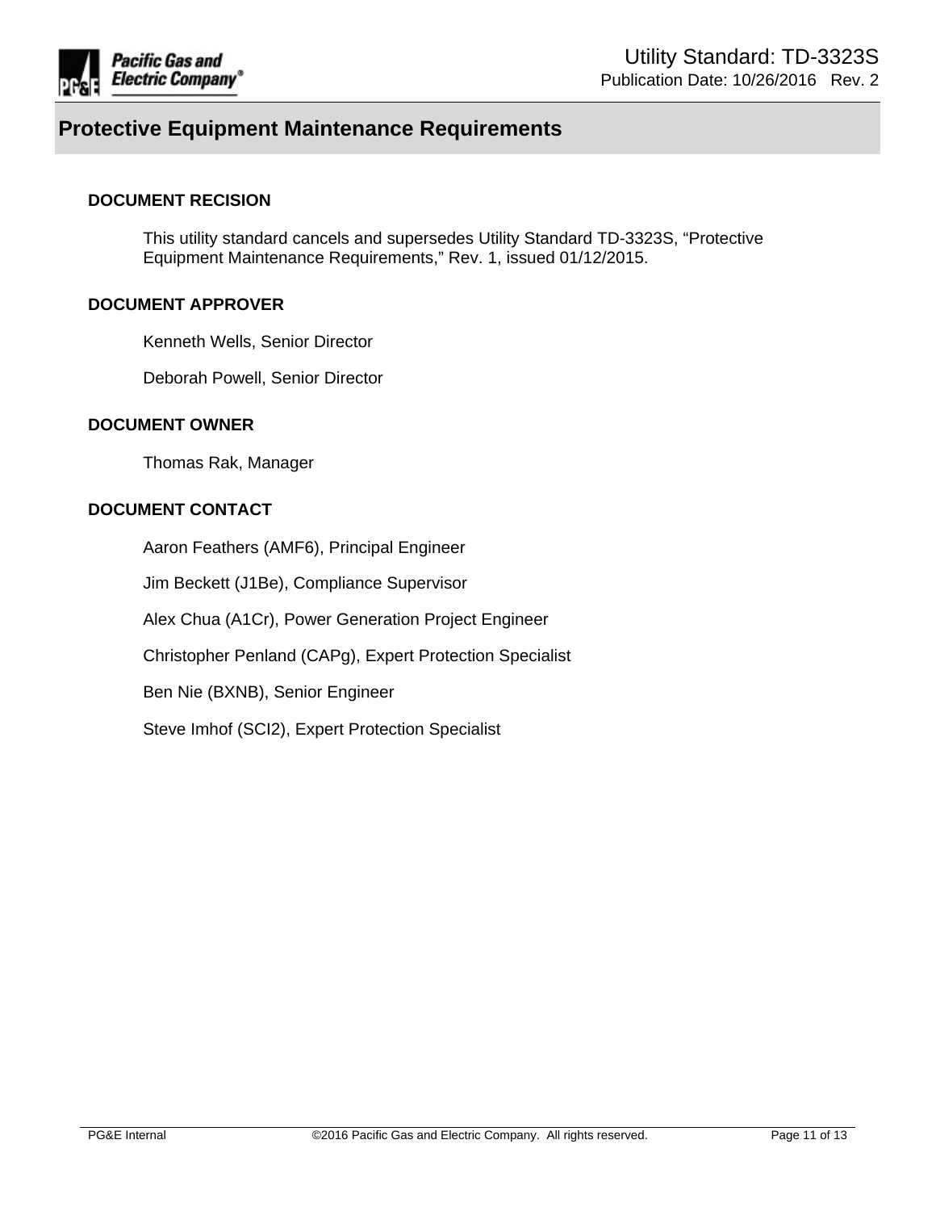# Protective Equipment Maintenance Requirements

**DOCUMENT RECISION**

This utility standard cancels and supersedes Utility Standard TD-3323S, "Protective Equipment Maintenance Requirements," Rev. 1, issued 01/12/2015.

**DOCUMENT APPROVER**

Kenneth Wells, Senior Director

Deborah Powell, Senior Director

**DOCUMENT OWNER**

Thomas Rak, Manager

**DOCUMENT CONTACT**

Aaron Feathers (AMF6), Principal Engineer

Jim Beckett (J1Be), Compliance Supervisor

Alex Chua (A1Cr), Power Generation Project Engineer

Christopher Penland (CAPg), Expert Protection Specialist

Ben Nie (BXNB), Senior Engineer

Steve Imhof (SCI2), Expert Protection Specialist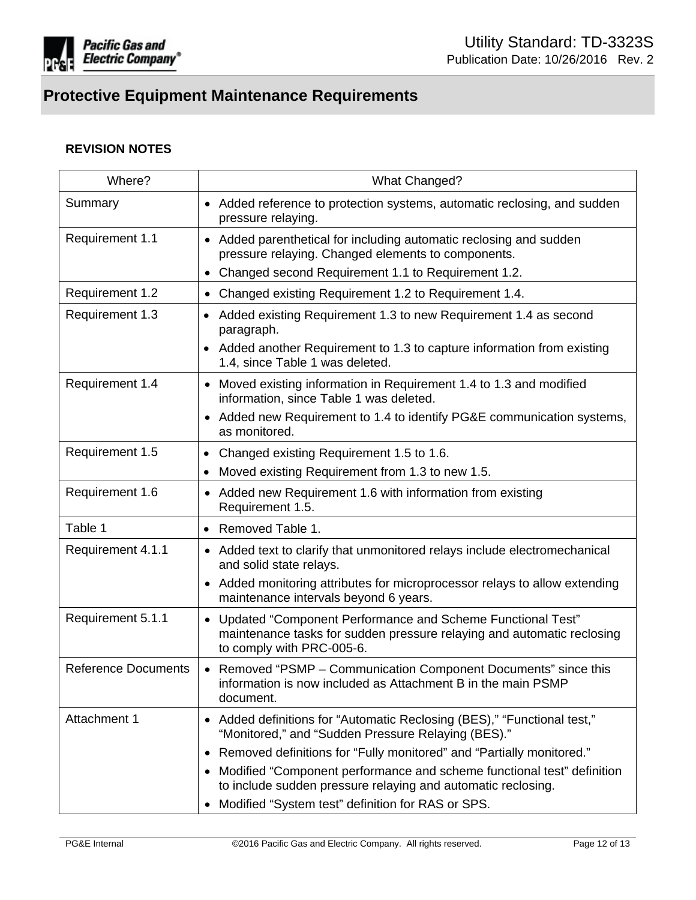# Protective Equipment Maintenance Requirements

**REVISION NOTES**

| Where? | What Changed? |
|---|---|
| Summary | • Added reference to protection systems, automatic reclosing, and sudden pressure relaying. |
| Requirement 1.1 | • Added parenthetical for including automatic reclosing and sudden pressure relaying. Changed elements to components.<br>• Changed second Requirement 1.1 to Requirement 1.2. |
| Requirement 1.2 | • Changed existing Requirement 1.2 to Requirement 1.4. |
| Requirement 1.3 | • Added existing Requirement 1.3 to new Requirement 1.4 as second paragraph.<br>• Added another Requirement to 1.3 to capture information from existing 1.4, since Table 1 was deleted. |
| Requirement 1.4 | • Moved existing information in Requirement 1.4 to 1.3 and modified information, since Table 1 was deleted.<br>• Added new Requirement to 1.4 to identify PG&E communication systems, as monitored. |
| Requirement 1.5 | • Changed existing Requirement 1.5 to 1.6.<br>• Moved existing Requirement from 1.3 to new 1.5. |
| Requirement 1.6 | • Added new Requirement 1.6 with information from existing Requirement 1.5. |
| Table 1 | • Removed Table 1. |
| Requirement 4.1.1 | • Added text to clarify that unmonitored relays include electromechanical and solid state relays.<br>• Added monitoring attributes for microprocessor relays to allow extending maintenance intervals beyond 6 years. |
| Requirement 5.1.1 | • Updated “Component Performance and Scheme Functional Test” maintenance tasks for sudden pressure relaying and automatic reclosing to comply with PRC-005-6. |
| Reference Documents | • Removed “PSMP – Communication Component Documents” since this information is now included as Attachment B in the main PSMP document. |
| Attachment 1 | • Added definitions for “Automatic Reclosing (BES),” “Functional test,” “Monitored,” and “Sudden Pressure Relaying (BES).”<br>• Removed definitions for “Fully monitored” and “Partially monitored.”<br>• Modified “Component performance and scheme functional test” definition to include sudden pressure relaying and automatic reclosing.<br>• Modified “System test” definition for RAS or SPS. |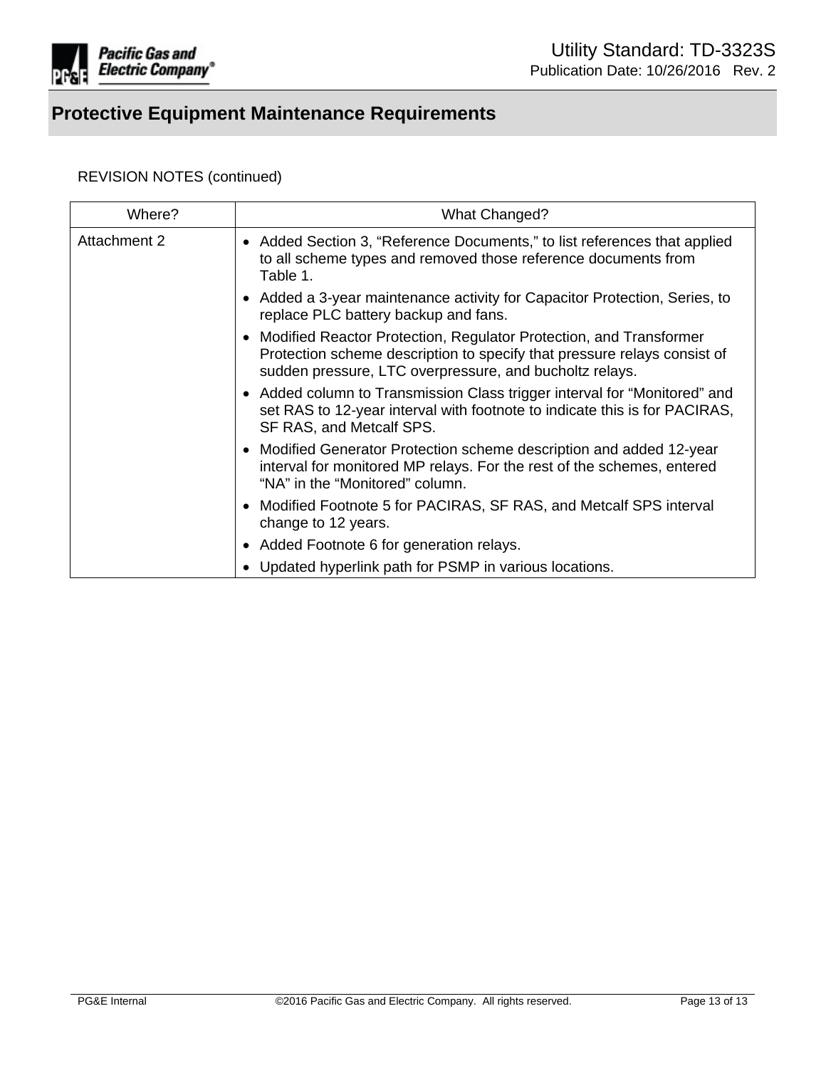REVISION NOTES (continued)

| Where? | What Changed? |
| --- | --- |
| Attachment 2 | • Added Section 3, "Reference Documents," to list references that applied to all scheme types and removed those reference documents from Table 1.<br>• Added a 3-year maintenance activity for Capacitor Protection, Series, to replace PLC battery backup and fans.<br>• Modified Reactor Protection, Regulator Protection, and Transformer Protection scheme description to specify that pressure relays consist of sudden pressure, LTC overpressure, and bucholtz relays.<br>• Added column to Transmission Class trigger interval for "Monitored" and set RAS to 12-year interval with footnote to indicate this is for PACIRAS, SF RAS, and Metcalf SPS.<br>• Modified Generator Protection scheme description and added 12-year interval for monitored MP relays. For the rest of the schemes, entered "NA" in the "Monitored" column.<br>• Modified Footnote 5 for PACIRAS, SF RAS, and Metcalf SPS interval change to 12 years.<br>• Added Footnote 6 for generation relays.<br>• Updated hyperlink path for PSMP in various locations. |